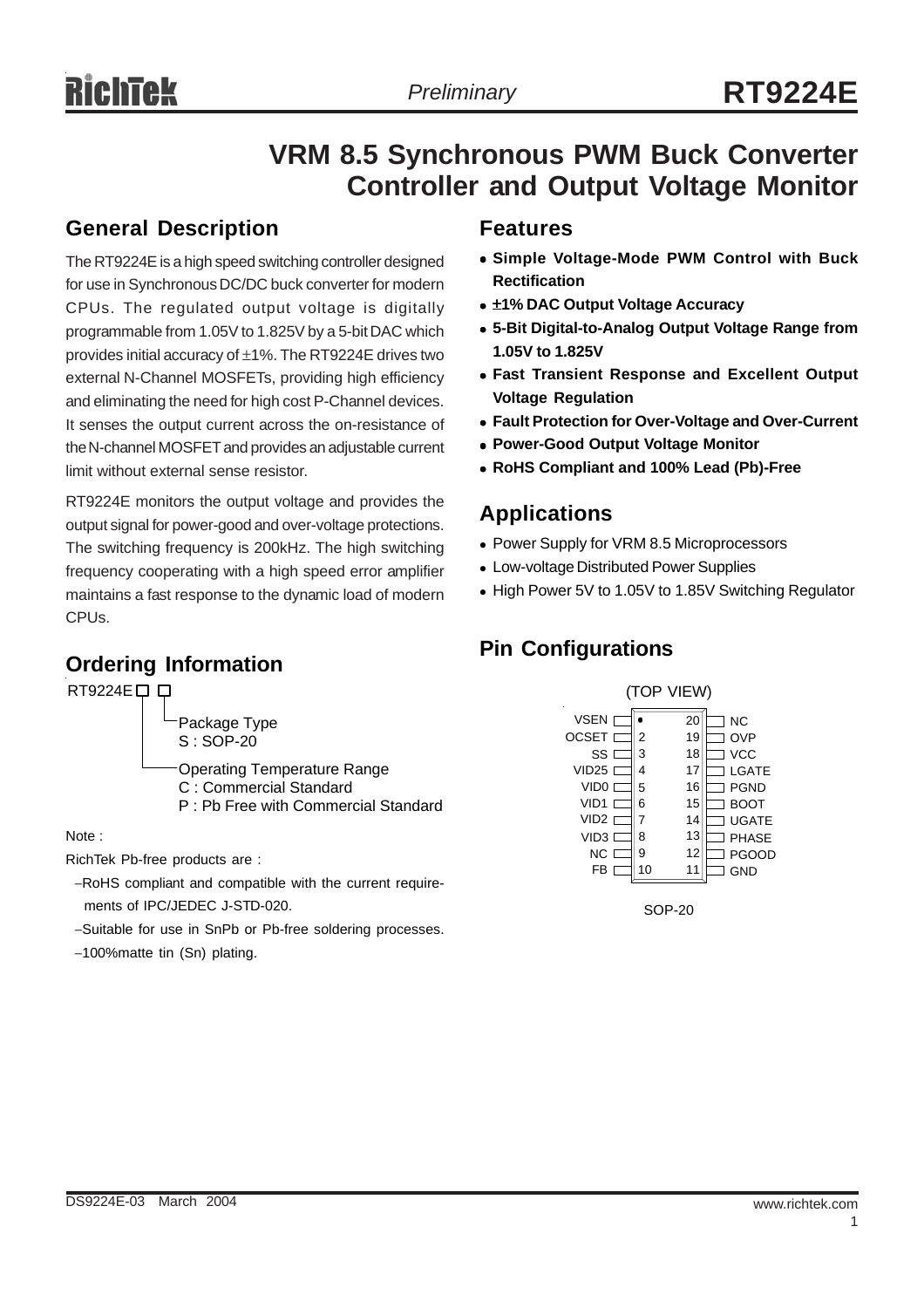# VRM 8.5 Synchronous PWM Buck Converter Controller and Output Voltage Monitor

## General Description

The RT9224E is a high speed switching controller designed for use in Synchronous DC/DC buck converter for modern CPUs. The regulated output voltage is digitally programmable from 1.05V to 1.825V by a 5-bit DAC which provides initial accuracy of ±1%. The RT9224E drives two external N-Channel MOSFETs, providing high efficiency and eliminating the need for high cost P-Channel devices. It senses the output current across the on-resistance of the N-channel MOSFET and provides an adjustable current limit without external sense resistor.

RT9224E monitors the output voltage and provides the output signal for power-good and over-voltage protections. The switching frequency is 200kHz. The high switching frequency cooperating with a high speed error amplifier maintains a fast response to the dynamic load of modern CPUs.

## Ordering Information

RT9224E □ □

- Package Type
  - S : SOP-20
- Operating Temperature Range
  - C : Commercial Standard
  - P : Pb Free with Commercial Standard

Note :

RichTek Pb-free products are :

- −RoHS compliant and compatible with the current requirements of IPC/JEDEC J-STD-020.
- −Suitable for use in SnPb or Pb-free soldering processes.
- −100%matte tin (Sn) plating.

## Features

- **Simple Voltage-Mode PWM Control with Buck Rectification**
- **±1% DAC Output Voltage Accuracy**
- **5-Bit Digital-to-Analog Output Voltage Range from 1.05V to 1.825V**
- **Fast Transient Response and Excellent Output Voltage Regulation**
- **Fault Protection for Over-Voltage and Over-Current**
- **Power-Good Output Voltage Monitor**
- **RoHS Compliant and 100% Lead (Pb)-Free**

## Applications

- Power Supply for VRM 8.5 Microprocessors
- Low-voltage Distributed Power Supplies
- High Power 5V to 1.05V to 1.85V Switching Regulator

## Pin Configurations

(TOP VIEW)

| Pin | Name | Pin | Name |
|---|---|---|---|
| 1 | VSEN | 20 | NC |
| 2 | OCSET | 19 | OVP |
| 3 | SS | 18 | VCC |
| 4 | VID25 | 17 | LGATE |
| 5 | VID0 | 16 | PGND |
| 6 | VID1 | 15 | BOOT |
| 7 | VID2 | 14 | UGATE |
| 8 | VID3 | 13 | PHASE |
| 9 | NC | 12 | PGOOD |
| 10 | FB | 11 | GND |

SOP-20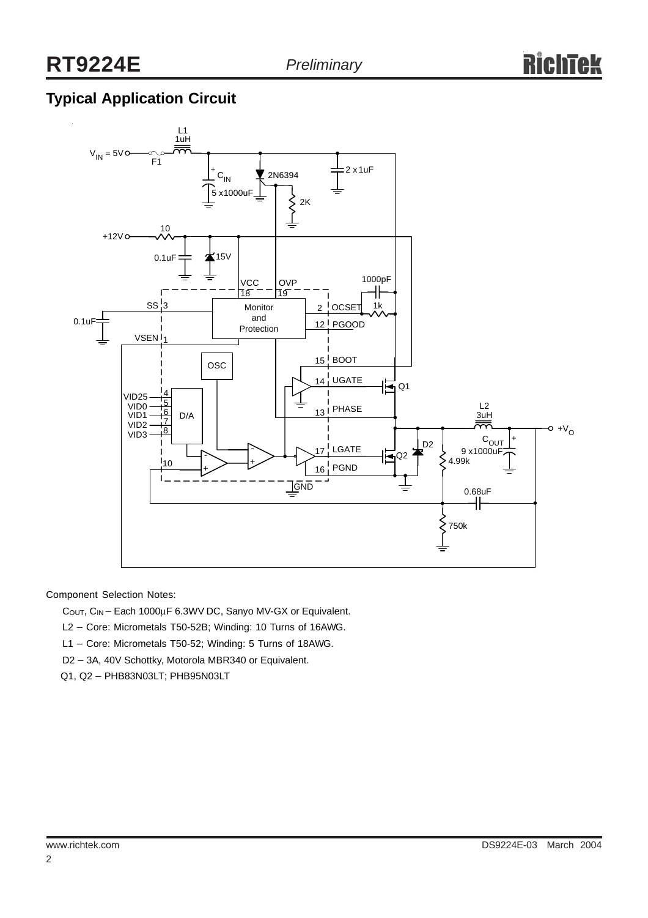## Typical Application Circuit

Component Selection Notes:

- $C_{OUT}$, $C_{IN}$ – Each 1000μF 6.3WV DC, Sanyo MV-GX or Equivalent.
- L2 – Core: Micrometals T50-52B; Winding: 10 Turns of 16AWG.
- L1 – Core: Micrometals T50-52; Winding: 5 Turns of 18AWG.
- D2 – 3A, 40V Schottky, Motorola MBR340 or Equivalent.
- Q1, Q2 – PHB83N03LT; PHB95N03LT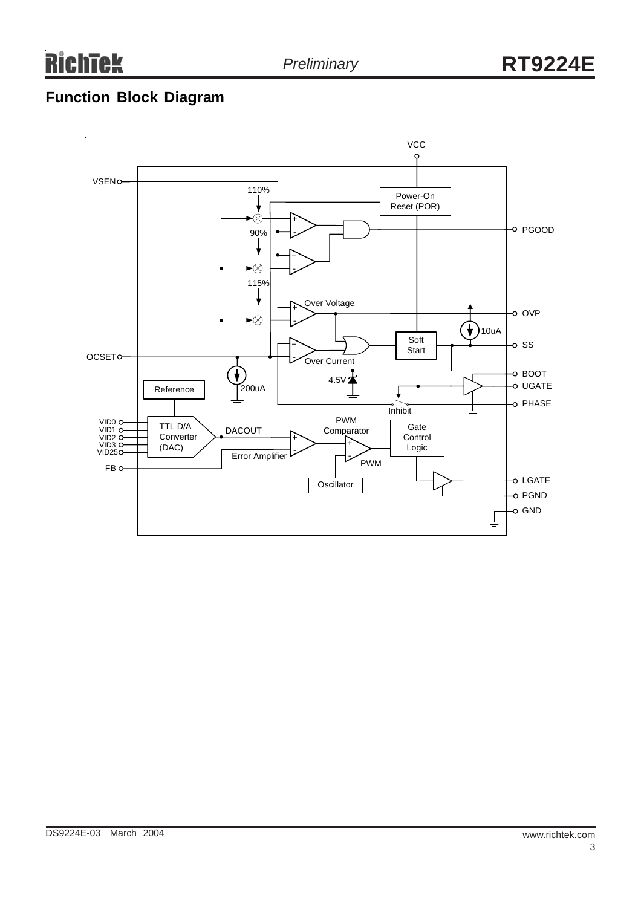## Function Block Diagram

VCC

VSEN

110%

Power-On Reset (POR)

PGOOD

90%

115%

Over Voltage

OVP

10uA

Soft Start

SS

OCSET

Over Current

BOOT

4.5V

UGATE

Reference

200uA

PHASE

Inhibit

VID0

VID1

VID2

VID3

VID25

TTL D/A Converter (DAC)

DACOUT

PWM Comparator

Gate Control Logic

Error Amplifier

PWM

FB

Oscillator

LGATE

PGND

GND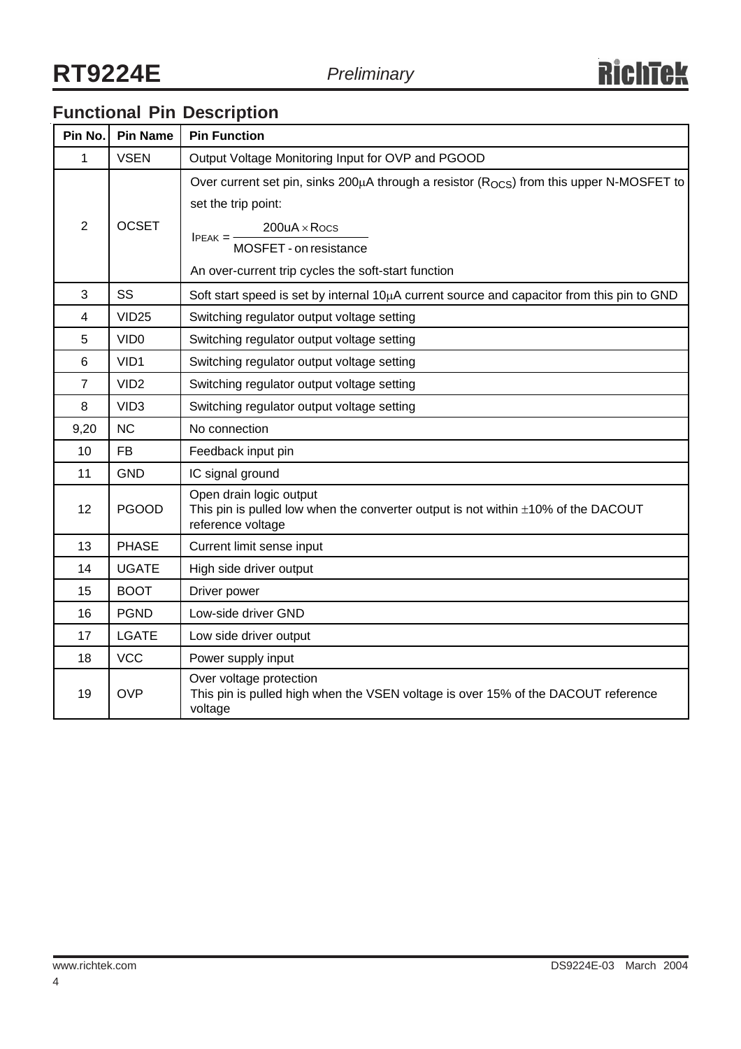## Functional Pin Description

| Pin No. | Pin Name | Pin Function |
|---|---|---|
| 1 | VSEN | Output Voltage Monitoring Input for OVP and PGOOD |
| 2 | OCSET | Over current set pin, sinks 200μA through a resistor ($R_{OCS}$) from this upper N-MOSFET to set the trip point: $I_{PEAK} = \frac{200uA \times R_{OCS}}{\text{MOSFET - on resistance}}$ An over-current trip cycles the soft-start function |
| 3 | SS | Soft start speed is set by internal 10μA current source and capacitor from this pin to GND |
| 4 | VID25 | Switching regulator output voltage setting |
| 5 | VID0 | Switching regulator output voltage setting |
| 6 | VID1 | Switching regulator output voltage setting |
| 7 | VID2 | Switching regulator output voltage setting |
| 8 | VID3 | Switching regulator output voltage setting |
| 9,20 | NC | No connection |
| 10 | FB | Feedback input pin |
| 11 | GND | IC signal ground |
| 12 | PGOOD | Open drain logic output This pin is pulled low when the converter output is not within ±10% of the DACOUT reference voltage |
| 13 | PHASE | Current limit sense input |
| 14 | UGATE | High side driver output |
| 15 | BOOT | Driver power |
| 16 | PGND | Low-side driver GND |
| 17 | LGATE | Low side driver output |
| 18 | VCC | Power supply input |
| 19 | OVP | Over voltage protection This pin is pulled high when the VSEN voltage is over 15% of the DACOUT reference voltage |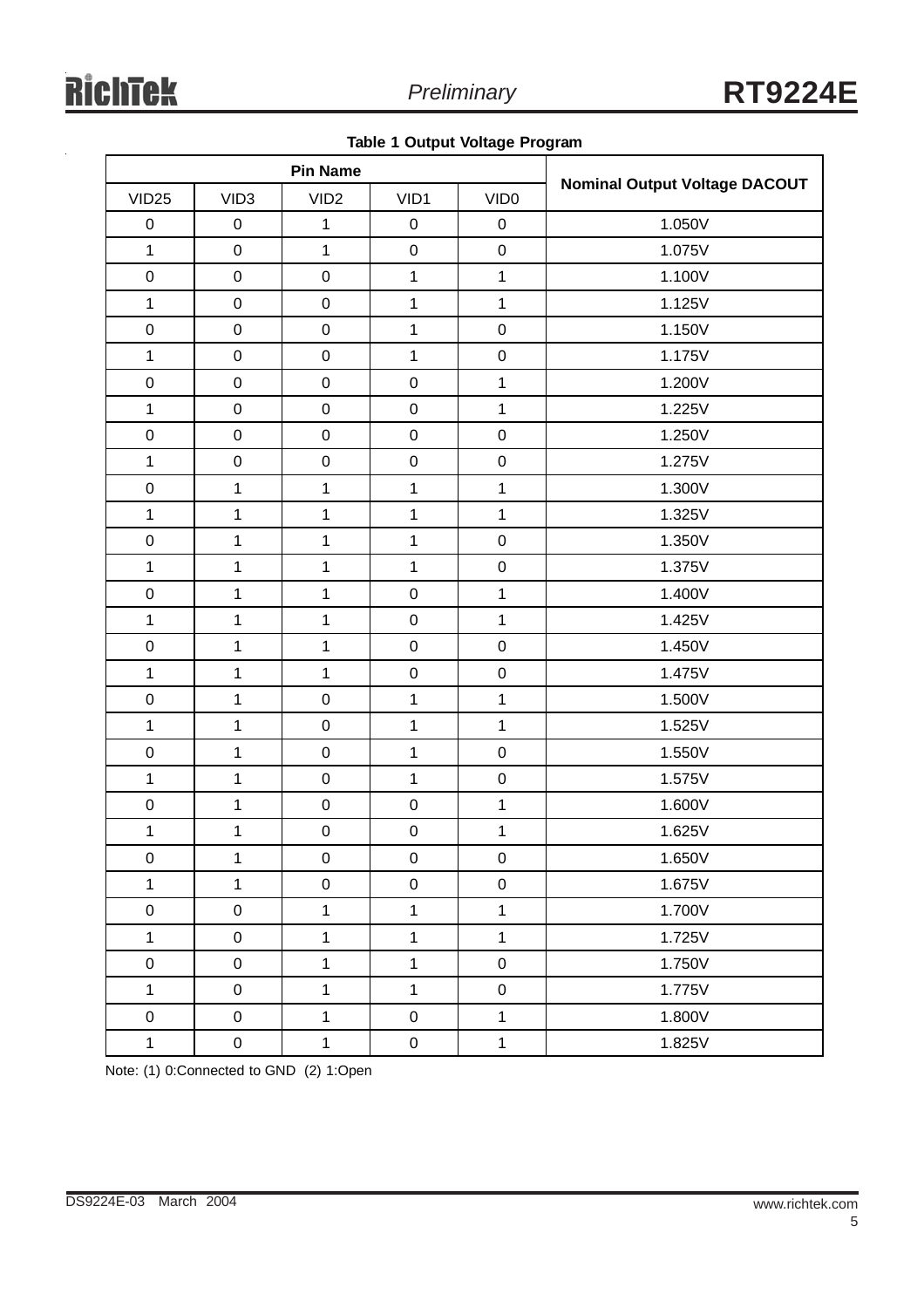**Table 1 Output Voltage Program**

| Pin Name | | | | | Nominal Output Voltage DACOUT |
|---|---|---|---|---|---|
| VID25 | VID3 | VID2 | VID1 | VID0 | |
| 0 | 0 | 1 | 0 | 0 | 1.050V |
| 1 | 0 | 1 | 0 | 0 | 1.075V |
| 0 | 0 | 0 | 1 | 1 | 1.100V |
| 1 | 0 | 0 | 1 | 1 | 1.125V |
| 0 | 0 | 0 | 1 | 0 | 1.150V |
| 1 | 0 | 0 | 1 | 0 | 1.175V |
| 0 | 0 | 0 | 0 | 1 | 1.200V |
| 1 | 0 | 0 | 0 | 1 | 1.225V |
| 0 | 0 | 0 | 0 | 0 | 1.250V |
| 1 | 0 | 0 | 0 | 0 | 1.275V |
| 0 | 1 | 1 | 1 | 1 | 1.300V |
| 1 | 1 | 1 | 1 | 1 | 1.325V |
| 0 | 1 | 1 | 1 | 0 | 1.350V |
| 1 | 1 | 1 | 1 | 0 | 1.375V |
| 0 | 1 | 1 | 0 | 1 | 1.400V |
| 1 | 1 | 1 | 0 | 1 | 1.425V |
| 0 | 1 | 1 | 0 | 0 | 1.450V |
| 1 | 1 | 1 | 0 | 0 | 1.475V |
| 0 | 1 | 0 | 1 | 1 | 1.500V |
| 1 | 1 | 0 | 1 | 1 | 1.525V |
| 0 | 1 | 0 | 1 | 0 | 1.550V |
| 1 | 1 | 0 | 1 | 0 | 1.575V |
| 0 | 1 | 0 | 0 | 1 | 1.600V |
| 1 | 1 | 0 | 0 | 1 | 1.625V |
| 0 | 1 | 0 | 0 | 0 | 1.650V |
| 1 | 1 | 0 | 0 | 0 | 1.675V |
| 0 | 0 | 1 | 1 | 1 | 1.700V |
| 1 | 0 | 1 | 1 | 1 | 1.725V |
| 0 | 0 | 1 | 1 | 0 | 1.750V |
| 1 | 0 | 1 | 1 | 0 | 1.775V |
| 0 | 0 | 1 | 0 | 1 | 1.800V |
| 1 | 0 | 1 | 0 | 1 | 1.825V |

Note: (1) 0:Connected to GND (2) 1:Open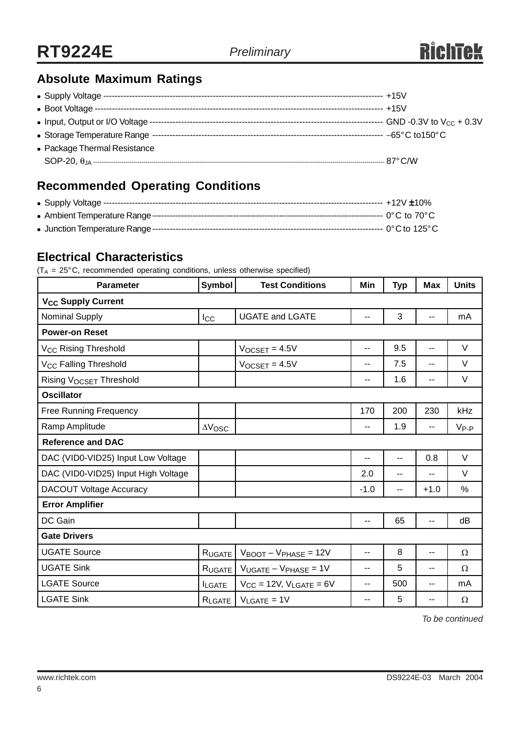## Absolute Maximum Ratings

- Supply Voltage ------------------------------------------------------------------------------------------------ +15V
- Boot Voltage --------------------------------------------------------------------------------------------------- +15V
- Input, Output or I/O Voltage ------------------------------------------------------------------------------ GND -0.3V to $V_{CC}$ + 0.3V
- Storage Temperature Range ------------------------------------------------------------------------------ –65°C to150°C
- Package Thermal Resistance
  SOP-20, $\theta_{JA}$ ------------------------------------------------------------------------------------------- 87°C/W

## Recommended Operating Conditions

- Supply Voltage ------------------------------------------------------------------------------------------------ +12V ±10%
- Ambient Temperature Range ------------------------------------------------------------------------------ 0°C to 70°C
- Junction Temperature Range ------------------------------------------------------------------------------ 0°C to 125°C

## Electrical Characteristics

($T_A$ = 25°C, recommended operating conditions, unless otherwise specified)

| Parameter | Symbol | Test Conditions | Min | Typ | Max | Units |
|---|---|---|---|---|---|---|
| **$V_{CC}$ Supply Current** | | | | | | |
| Nominal Supply | $I_{CC}$ | UGATE and LGATE | -- | 3 | -- | mA |
| **Power-on Reset** | | | | | | |
| $V_{CC}$ Rising Threshold | | $V_{OCSET}$ = 4.5V | -- | 9.5 | -- | V |
| $V_{CC}$ Falling Threshold | | $V_{OCSET}$ = 4.5V | -- | 7.5 | -- | V |
| Rising $V_{OCSET}$ Threshold | | | -- | 1.6 | -- | V |
| **Oscillator** | | | | | | |
| Free Running Frequency | | | 170 | 200 | 230 | kHz |
| Ramp Amplitude | $\Delta V_{OSC}$ | | -- | 1.9 | -- | $V_{P-P}$ |
| **Reference and DAC** | | | | | | |
| DAC (VID0-VID25) Input Low Voltage | | | -- | -- | 0.8 | V |
| DAC (VID0-VID25) Input High Voltage | | | 2.0 | -- | -- | V |
| DACOUT Voltage Accuracy | | | -1.0 | -- | +1.0 | % |
| **Error Amplifier** | | | | | | |
| DC Gain | | | -- | 65 | -- | dB |
| **Gate Drivers** | | | | | | |
| UGATE Source | $R_{UGATE}$ | $V_{BOOT} - V_{PHASE}$ = 12V | -- | 8 | -- | Ω |
| UGATE Sink | $R_{UGATE}$ | $V_{UGATE} - V_{PHASE}$ = 1V | -- | 5 | -- | Ω |
| LGATE Source | $I_{LGATE}$ | $V_{CC}$ = 12V, $V_{LGATE}$ = 6V | -- | 500 | -- | mA |
| LGATE Sink | $R_{LGATE}$ | $V_{LGATE}$ = 1V | -- | 5 | -- | Ω |

*To be continued*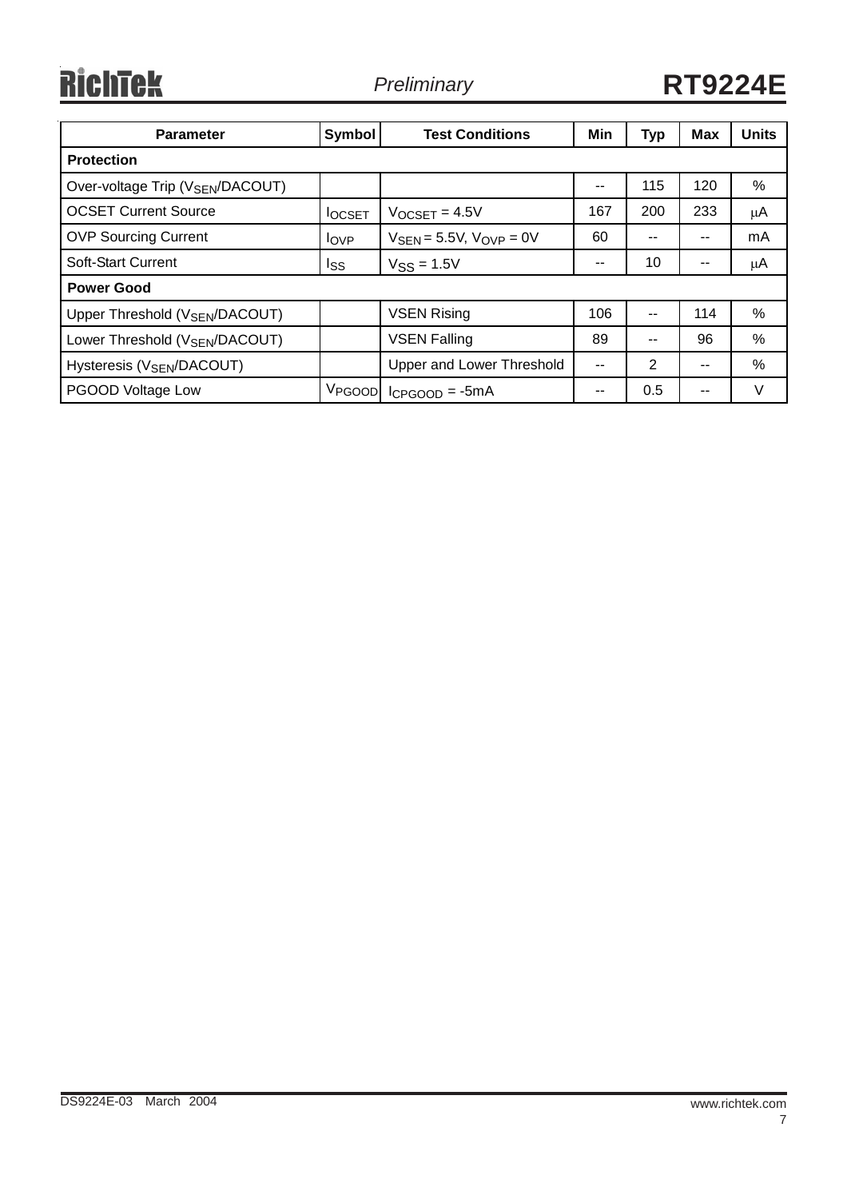| Parameter | Symbol | Test Conditions | Min | Typ | Max | Units |
|---|---|---|---|---|---|---|
| **Protection** | | | | | | |
| Over-voltage Trip ($V_{SEN}$/DACOUT) | | | -- | 115 | 120 | % |
| OCSET Current Source | $I_{OCSET}$ | $V_{OCSET}$ = 4.5V | 167 | 200 | 233 | μA |
| OVP Sourcing Current | $I_{OVP}$ | $V_{SEN}$ = 5.5V, $V_{OVP}$ = 0V | 60 | -- | -- | mA |
| Soft-Start Current | $I_{SS}$ | $V_{SS}$ = 1.5V | -- | 10 | -- | μA |
| **Power Good** | | | | | | |
| Upper Threshold ($V_{SEN}$/DACOUT) | | VSEN Rising | 106 | -- | 114 | % |
| Lower Threshold ($V_{SEN}$/DACOUT) | | VSEN Falling | 89 | -- | 96 | % |
| Hysteresis ($V_{SEN}$/DACOUT) | | Upper and Lower Threshold | -- | 2 | -- | % |
| PGOOD Voltage Low | $V_{PGOOD}$ | $I_{CPGOOD}$ = -5mA | -- | 0.5 | -- | V |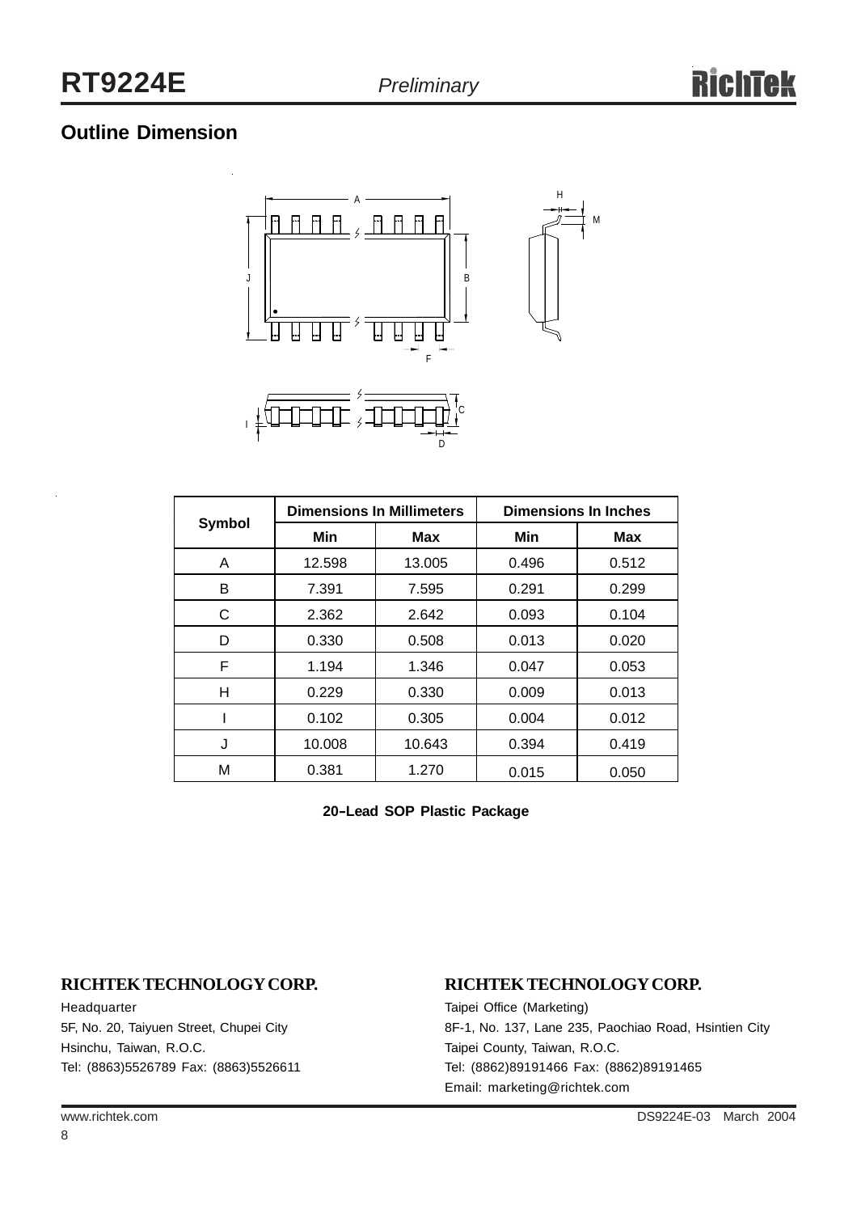## Outline Dimension

A

H

M

J

B

F

C

I

D

| Symbol | Dimensions In Millimeters | | Dimensions In Inches | |
|---|---|---|---|---|
| | Min | Max | Min | Max |
| A | 12.598 | 13.005 | 0.496 | 0.512 |
| B | 7.391 | 7.595 | 0.291 | 0.299 |
| C | 2.362 | 2.642 | 0.093 | 0.104 |
| D | 0.330 | 0.508 | 0.013 | 0.020 |
| F | 1.194 | 1.346 | 0.047 | 0.053 |
| H | 0.229 | 0.330 | 0.009 | 0.013 |
| I | 0.102 | 0.305 | 0.004 | 0.012 |
| J | 10.008 | 10.643 | 0.394 | 0.419 |
| M | 0.381 | 1.270 | 0.015 | 0.050 |

**20–Lead SOP Plastic Package**

**RICHTEK TECHNOLOGY CORP.**

Headquarter

5F, No. 20, Taiyuen Street, Chupei City

Hsinchu, Taiwan, R.O.C.

Tel: (8863)5526789 Fax: (8863)5526611

**RICHTEK TECHNOLOGY CORP.**

Taipei Office (Marketing)

8F-1, No. 137, Lane 235, Paochiao Road, Hsintien City

Taipei County, Taiwan, R.O.C.

Tel: (8862)89191466 Fax: (8862)89191465

Email: marketing@richtek.com